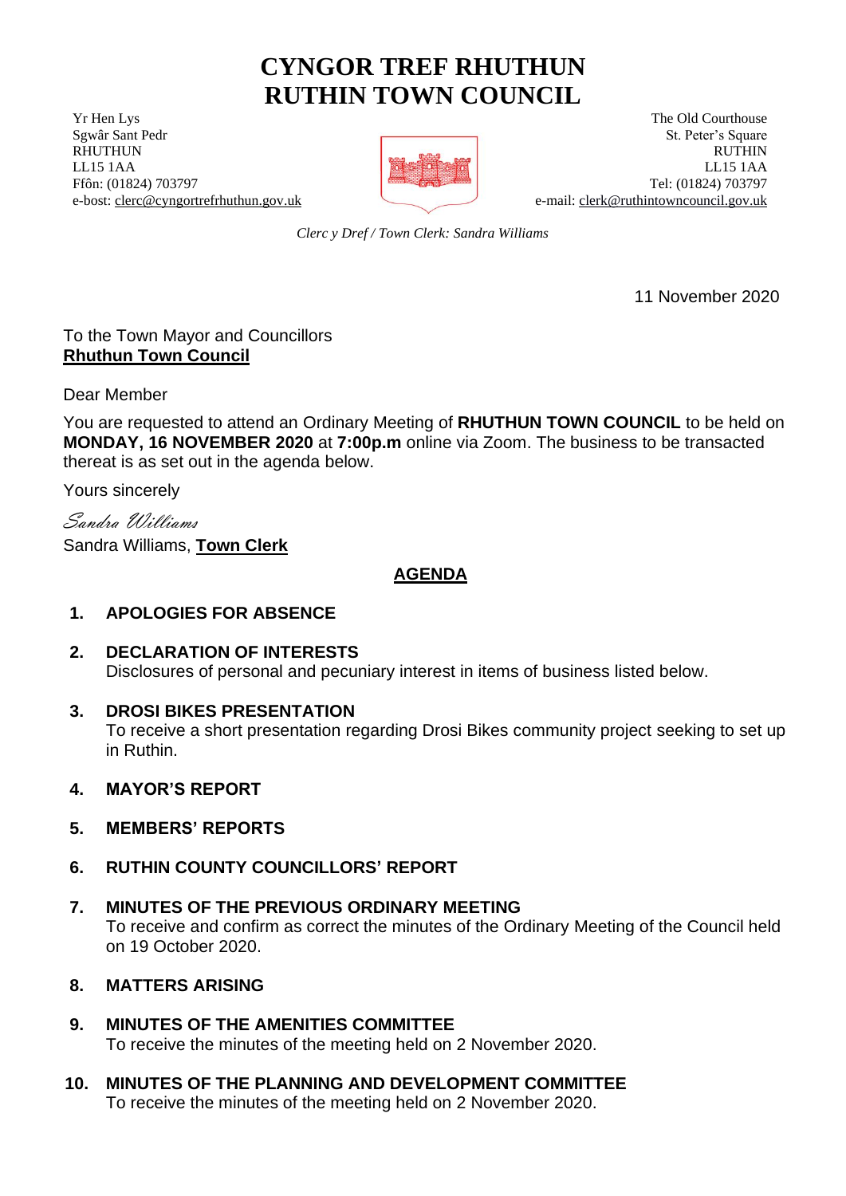# CYNGOR TREF RHUTHUN
# RUTHIN TOWN COUNCIL

Yr Hen Lys
Sgwâr Sant Pedr
RHUTHUN
LL15 1AA
Ffôn: (01824) 703797
e-bost: clerc@cyngortrefrhuthun.gov.uk

The Old Courthouse
St. Peter's Square
RUTHIN
LL15 1AA
Tel: (01824) 703797
e-mail: clerk@ruthintowncouncil.gov.uk

*Clerc y Dref / Town Clerk: Sandra Williams*

11 November 2020

To the Town Mayor and Councillors
**Rhuthun Town Council**

Dear Member

You are requested to attend an Ordinary Meeting of **RHUTHUN TOWN COUNCIL** to be held on **MONDAY, 16 NOVEMBER 2020** at **7:00p.m** online via Zoom. The business to be transacted thereat is as set out in the agenda below.

Yours sincerely

*Sandra Williams*
Sandra Williams, **Town Clerk**

## AGENDA

1. **APOLOGIES FOR ABSENCE**

2. **DECLARATION OF INTERESTS**
   Disclosures of personal and pecuniary interest in items of business listed below.

3. **DROSI BIKES PRESENTATION**
   To receive a short presentation regarding Drosi Bikes community project seeking to set up in Ruthin.

4. **MAYOR'S REPORT**

5. **MEMBERS' REPORTS**

6. **RUTHIN COUNTY COUNCILLORS' REPORT**

7. **MINUTES OF THE PREVIOUS ORDINARY MEETING**
   To receive and confirm as correct the minutes of the Ordinary Meeting of the Council held on 19 October 2020.

8. **MATTERS ARISING**

9. **MINUTES OF THE AMENITIES COMMITTEE**
   To receive the minutes of the meeting held on 2 November 2020.

10. **MINUTES OF THE PLANNING AND DEVELOPMENT COMMITTEE**
    To receive the minutes of the meeting held on 2 November 2020.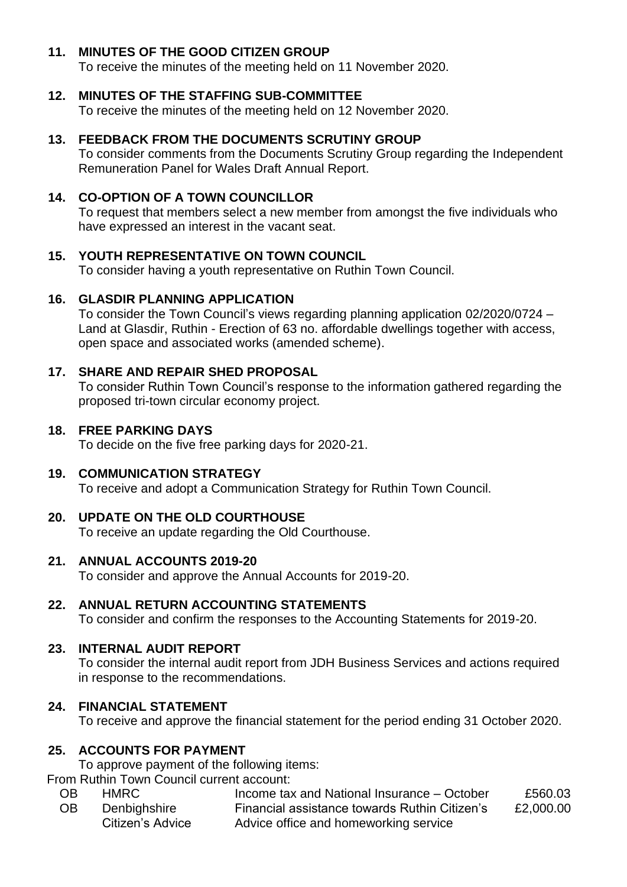**11. MINUTES OF THE GOOD CITIZEN GROUP**

To receive the minutes of the meeting held on 11 November 2020.

**12. MINUTES OF THE STAFFING SUB-COMMITTEE**

To receive the minutes of the meeting held on 12 November 2020.

**13. FEEDBACK FROM THE DOCUMENTS SCRUTINY GROUP**

To consider comments from the Documents Scrutiny Group regarding the Independent Remuneration Panel for Wales Draft Annual Report.

**14. CO-OPTION OF A TOWN COUNCILLOR**

To request that members select a new member from amongst the five individuals who have expressed an interest in the vacant seat.

**15. YOUTH REPRESENTATIVE ON TOWN COUNCIL**

To consider having a youth representative on Ruthin Town Council.

**16. GLASDIR PLANNING APPLICATION**

To consider the Town Council's views regarding planning application 02/2020/0724 – Land at Glasdir, Ruthin - Erection of 63 no. affordable dwellings together with access, open space and associated works (amended scheme).

**17. SHARE AND REPAIR SHED PROPOSAL**

To consider Ruthin Town Council's response to the information gathered regarding the proposed tri-town circular economy project.

**18. FREE PARKING DAYS**

To decide on the five free parking days for 2020-21.

**19. COMMUNICATION STRATEGY**

To receive and adopt a Communication Strategy for Ruthin Town Council.

**20. UPDATE ON THE OLD COURTHOUSE**

To receive an update regarding the Old Courthouse.

**21. ANNUAL ACCOUNTS 2019-20**

To consider and approve the Annual Accounts for 2019-20.

**22. ANNUAL RETURN ACCOUNTING STATEMENTS**

To consider and confirm the responses to the Accounting Statements for 2019-20.

**23. INTERNAL AUDIT REPORT**

To consider the internal audit report from JDH Business Services and actions required in response to the recommendations.

**24. FINANCIAL STATEMENT**

To receive and approve the financial statement for the period ending 31 October 2020.

**25. ACCOUNTS FOR PAYMENT**

To approve payment of the following items:

From Ruthin Town Council current account:

| | | | |
|---|---|---|---|
| OB | HMRC | Income tax and National Insurance – October | £560.03 |
| OB | Denbighshire Citizen's Advice | Financial assistance towards Ruthin Citizen's Advice office and homeworking service | £2,000.00 |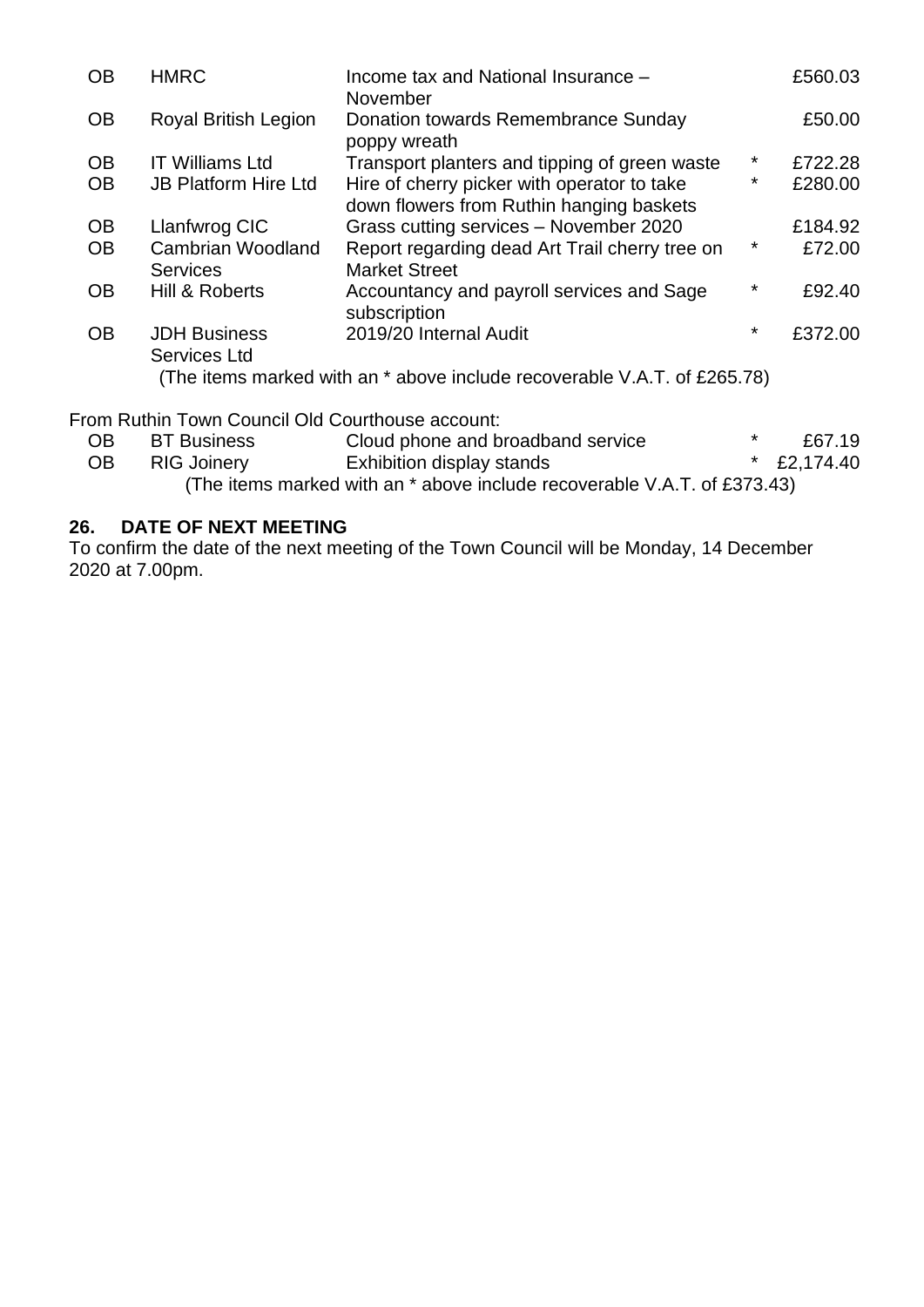| | | | | |
|---|---|---|---|---|
| OB | HMRC | Income tax and National Insurance – November | | £560.03 |
| OB | Royal British Legion | Donation towards Remembrance Sunday poppy wreath | | £50.00 |
| OB | IT Williams Ltd | Transport planters and tipping of green waste | * | £722.28 |
| OB | JB Platform Hire Ltd | Hire of cherry picker with operator to take down flowers from Ruthin hanging baskets | * | £280.00 |
| OB | Llanfwrog CIC | Grass cutting services – November 2020 | | £184.92 |
| OB | Cambrian Woodland Services | Report regarding dead Art Trail cherry tree on Market Street | * | £72.00 |
| OB | Hill & Roberts | Accountancy and payroll services and Sage subscription | * | £92.40 |
| OB | JDH Business Services Ltd | 2019/20 Internal Audit | * | £372.00 |

(The items marked with an * above include recoverable V.A.T. of £265.78)

From Ruthin Town Council Old Courthouse account:

| | | | | |
|---|---|---|---|---|
| OB | BT Business | Cloud phone and broadband service | * | £67.19 |
| OB | RIG Joinery | Exhibition display stands | * | £2,174.40 |

(The items marked with an * above include recoverable V.A.T. of £373.43)

## 26. DATE OF NEXT MEETING

To confirm the date of the next meeting of the Town Council will be Monday, 14 December 2020 at 7.00pm.